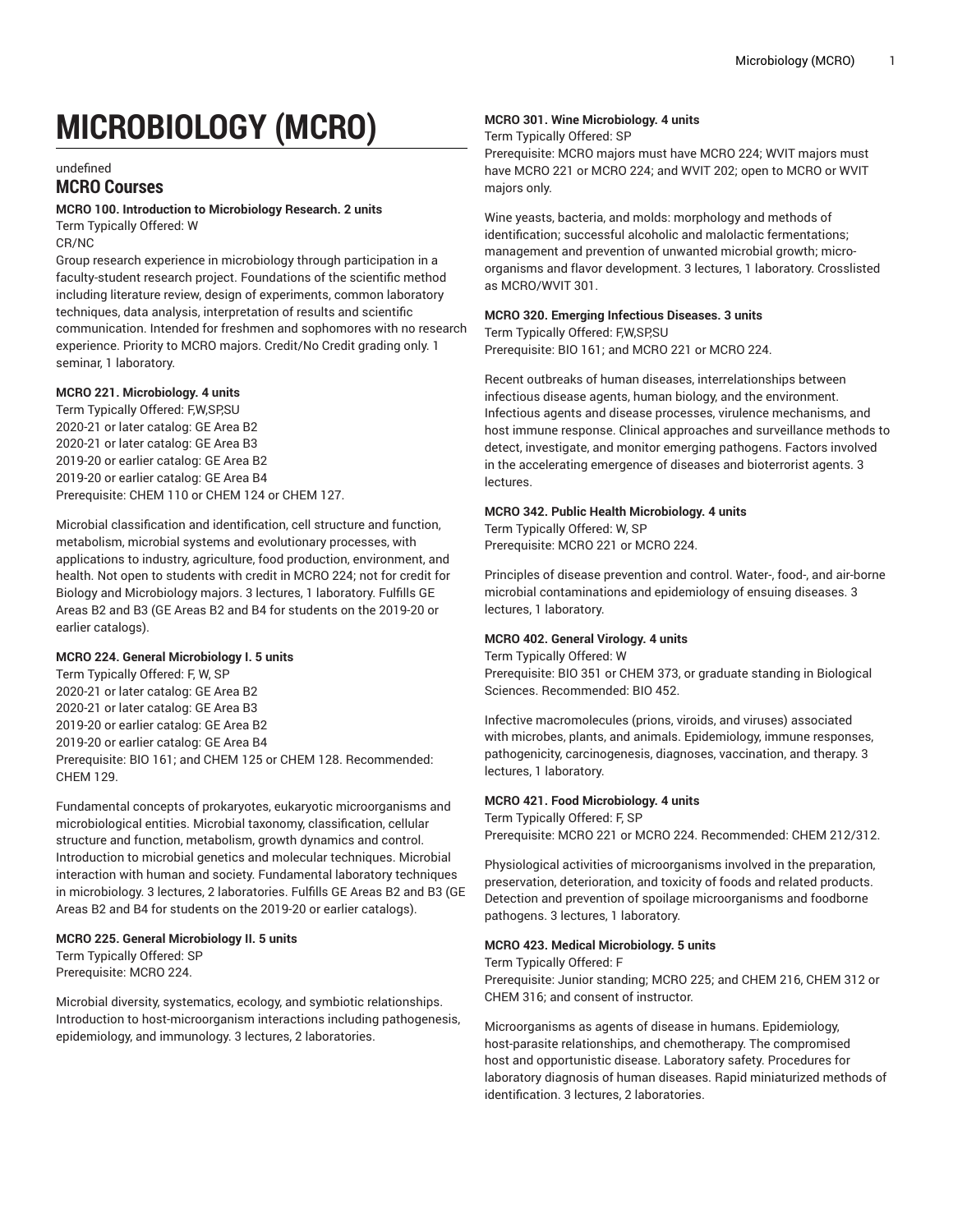# MICROBIOLOGY (MCRO)

undefined

## MCRO Courses

**MCRO 100. Introduction to Microbiology Research. 2 units**

Term Typically Offered: W

CR/NC

Group research experience in microbiology through participation in a faculty-student research project. Foundations of the scientific method including literature review, design of experiments, common laboratory techniques, data analysis, interpretation of results and scientific communication. Intended for freshmen and sophomores with no research experience. Priority to MCRO majors. Credit/No Credit grading only. 1 seminar, 1 laboratory.

**MCRO 221. Microbiology. 4 units**

Term Typically Offered: F,W,SP,SU

2020-21 or later catalog: GE Area B2

2020-21 or later catalog: GE Area B3

2019-20 or earlier catalog: GE Area B2

2019-20 or earlier catalog: GE Area B4

Prerequisite: CHEM 110 or CHEM 124 or CHEM 127.

Microbial classification and identification, cell structure and function, metabolism, microbial systems and evolutionary processes, with applications to industry, agriculture, food production, environment, and health. Not open to students with credit in MCRO 224; not for credit for Biology and Microbiology majors. 3 lectures, 1 laboratory. Fulfills GE Areas B2 and B3 (GE Areas B2 and B4 for students on the 2019-20 or earlier catalogs).

**MCRO 224. General Microbiology I. 5 units**

Term Typically Offered: F, W, SP

2020-21 or later catalog: GE Area B2

2020-21 or later catalog: GE Area B3

2019-20 or earlier catalog: GE Area B2

2019-20 or earlier catalog: GE Area B4

Prerequisite: BIO 161; and CHEM 125 or CHEM 128. Recommended: CHEM 129.

Fundamental concepts of prokaryotes, eukaryotic microorganisms and microbiological entities. Microbial taxonomy, classification, cellular structure and function, metabolism, growth dynamics and control. Introduction to microbial genetics and molecular techniques. Microbial interaction with human and society. Fundamental laboratory techniques in microbiology. 3 lectures, 2 laboratories. Fulfills GE Areas B2 and B3 (GE Areas B2 and B4 for students on the 2019-20 or earlier catalogs).

**MCRO 225. General Microbiology II. 5 units**

Term Typically Offered: SP

Prerequisite: MCRO 224.

Microbial diversity, systematics, ecology, and symbiotic relationships. Introduction to host-microorganism interactions including pathogenesis, epidemiology, and immunology. 3 lectures, 2 laboratories.

**MCRO 301. Wine Microbiology. 4 units**

Term Typically Offered: SP

Prerequisite: MCRO majors must have MCRO 224; WVIT majors must have MCRO 221 or MCRO 224; and WVIT 202; open to MCRO or WVIT majors only.

Wine yeasts, bacteria, and molds: morphology and methods of identification; successful alcoholic and malolactic fermentations; management and prevention of unwanted microbial growth; micro-organisms and flavor development. 3 lectures, 1 laboratory. Crosslisted as MCRO/WVIT 301.

**MCRO 320. Emerging Infectious Diseases. 3 units**

Term Typically Offered: F,W,SP,SU

Prerequisite: BIO 161; and MCRO 221 or MCRO 224.

Recent outbreaks of human diseases, interrelationships between infectious disease agents, human biology, and the environment. Infectious agents and disease processes, virulence mechanisms, and host immune response. Clinical approaches and surveillance methods to detect, investigate, and monitor emerging pathogens. Factors involved in the accelerating emergence of diseases and bioterrorist agents. 3 lectures.

**MCRO 342. Public Health Microbiology. 4 units**

Term Typically Offered: W, SP

Prerequisite: MCRO 221 or MCRO 224.

Principles of disease prevention and control. Water-, food-, and air-borne microbial contaminations and epidemiology of ensuing diseases. 3 lectures, 1 laboratory.

**MCRO 402. General Virology. 4 units**

Term Typically Offered: W

Prerequisite: BIO 351 or CHEM 373, or graduate standing in Biological Sciences. Recommended: BIO 452.

Infective macromolecules (prions, viroids, and viruses) associated with microbes, plants, and animals. Epidemiology, immune responses, pathogenicity, carcinogenesis, diagnoses, vaccination, and therapy. 3 lectures, 1 laboratory.

**MCRO 421. Food Microbiology. 4 units**

Term Typically Offered: F, SP

Prerequisite: MCRO 221 or MCRO 224. Recommended: CHEM 212/312.

Physiological activities of microorganisms involved in the preparation, preservation, deterioration, and toxicity of foods and related products. Detection and prevention of spoilage microorganisms and foodborne pathogens. 3 lectures, 1 laboratory.

**MCRO 423. Medical Microbiology. 5 units**

Term Typically Offered: F

Prerequisite: Junior standing; MCRO 225; and CHEM 216, CHEM 312 or CHEM 316; and consent of instructor.

Microorganisms as agents of disease in humans. Epidemiology, host-parasite relationships, and chemotherapy. The compromised host and opportunistic disease. Laboratory safety. Procedures for laboratory diagnosis of human diseases. Rapid miniaturized methods of identification. 3 lectures, 2 laboratories.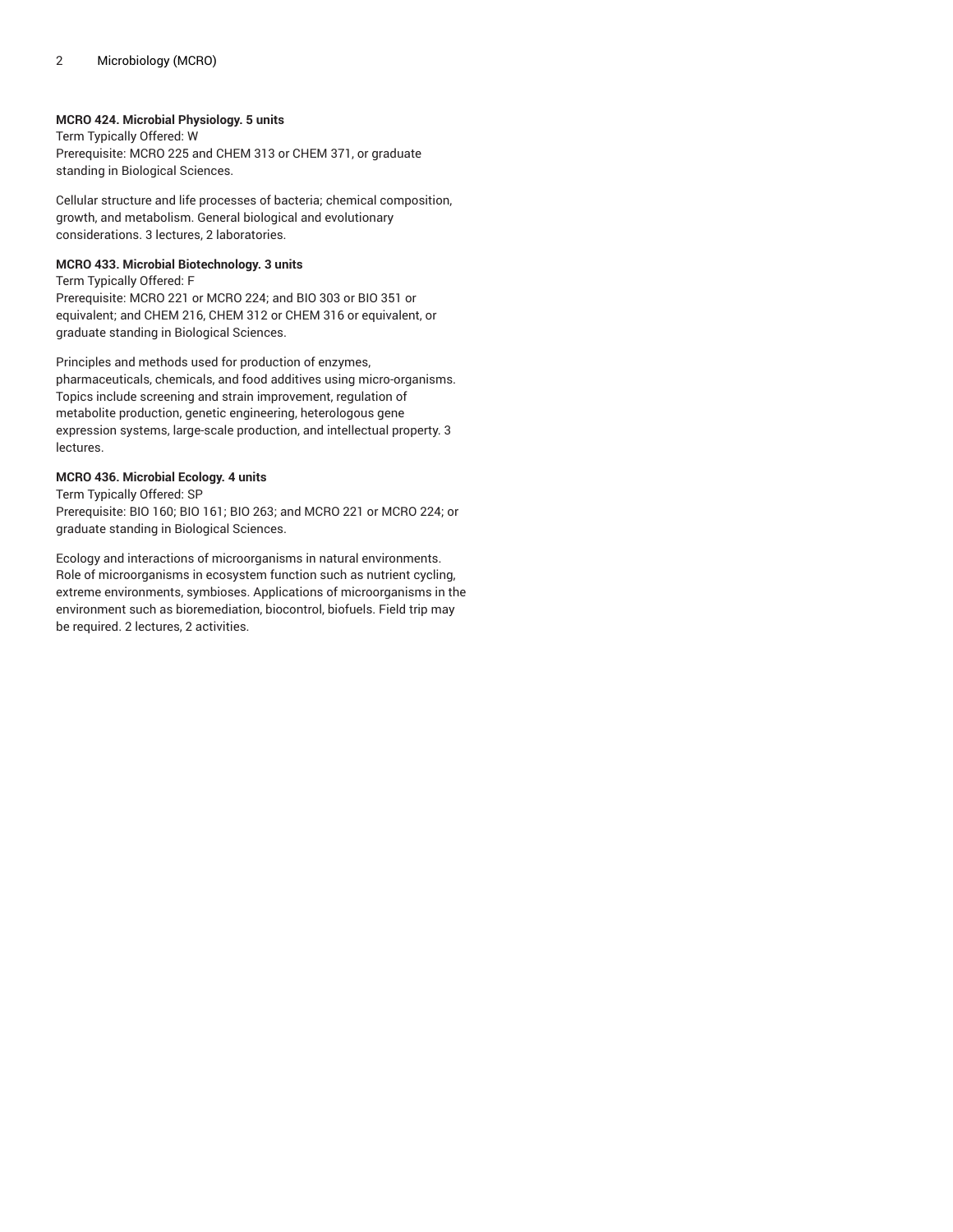**MCRO 424. Microbial Physiology. 5 units**
Term Typically Offered: W
Prerequisite: MCRO 225 and CHEM 313 or CHEM 371, or graduate standing in Biological Sciences.

Cellular structure and life processes of bacteria; chemical composition, growth, and metabolism. General biological and evolutionary considerations. 3 lectures, 2 laboratories.

**MCRO 433. Microbial Biotechnology. 3 units**
Term Typically Offered: F
Prerequisite: MCRO 221 or MCRO 224; and BIO 303 or BIO 351 or equivalent; and CHEM 216, CHEM 312 or CHEM 316 or equivalent, or graduate standing in Biological Sciences.

Principles and methods used for production of enzymes, pharmaceuticals, chemicals, and food additives using micro-organisms. Topics include screening and strain improvement, regulation of metabolite production, genetic engineering, heterologous gene expression systems, large-scale production, and intellectual property. 3 lectures.

**MCRO 436. Microbial Ecology. 4 units**
Term Typically Offered: SP
Prerequisite: BIO 160; BIO 161; BIO 263; and MCRO 221 or MCRO 224; or graduate standing in Biological Sciences.

Ecology and interactions of microorganisms in natural environments. Role of microorganisms in ecosystem function such as nutrient cycling, extreme environments, symbioses. Applications of microorganisms in the environment such as bioremediation, biocontrol, biofuels. Field trip may be required. 2 lectures, 2 activities.